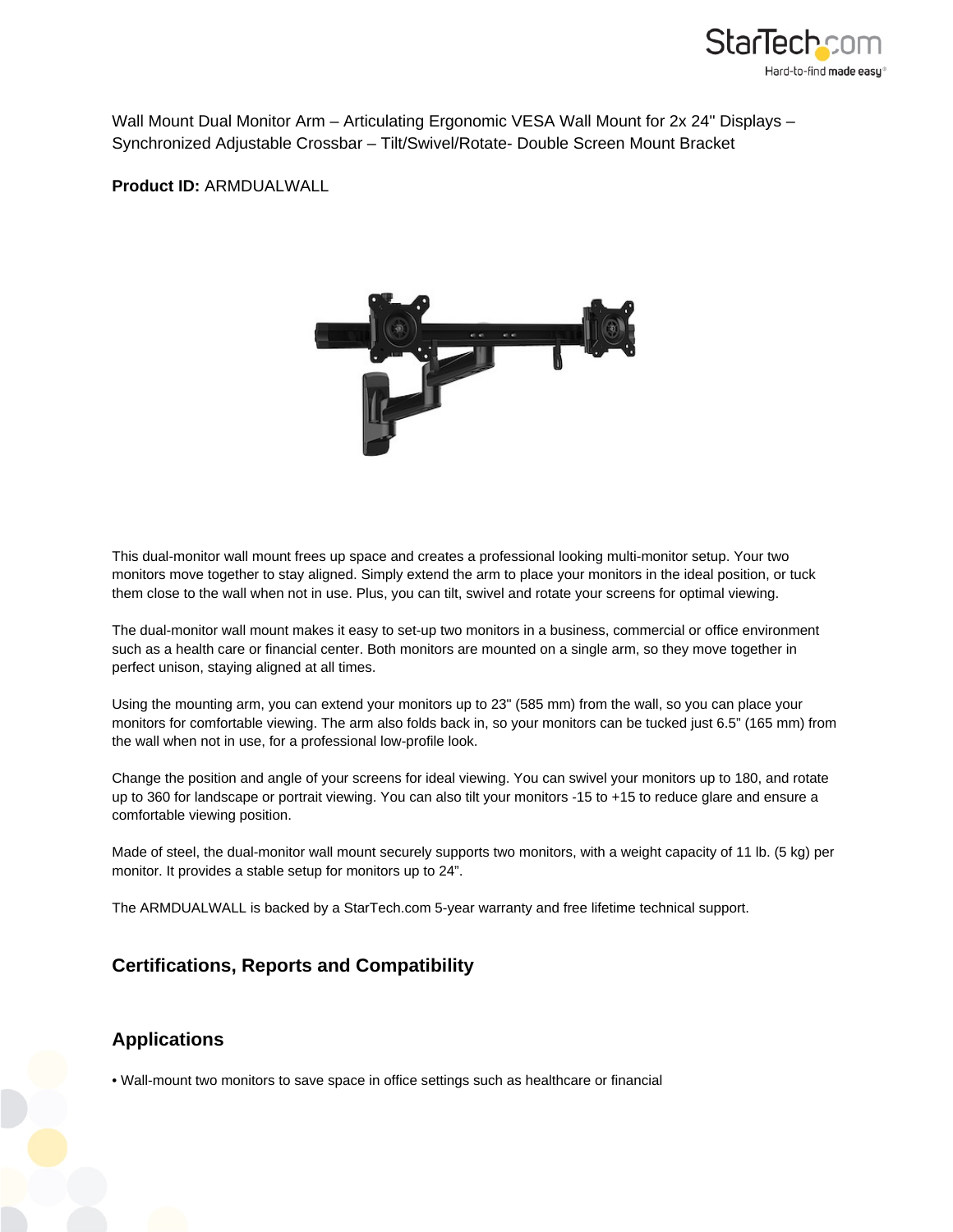Wall Mount Dual Monitor Arm – Articulating Ergonomic VESA Wall Mount for 2x 24" Displays – Synchronized Adjustable Crossbar – Tilt/Swivel/Rotate- Double Screen Mount Bracket

**Product ID:** ARMDUALWALL

This dual-monitor wall mount frees up space and creates a professional looking multi-monitor setup. Your two monitors move together to stay aligned. Simply extend the arm to place your monitors in the ideal position, or tuck them close to the wall when not in use. Plus, you can tilt, swivel and rotate your screens for optimal viewing.

The dual-monitor wall mount makes it easy to set-up two monitors in a business, commercial or office environment such as a health care or financial center. Both monitors are mounted on a single arm, so they move together in perfect unison, staying aligned at all times.

Using the mounting arm, you can extend your monitors up to 23" (585 mm) from the wall, so you can place your monitors for comfortable viewing. The arm also folds back in, so your monitors can be tucked just 6.5" (165 mm) from the wall when not in use, for a professional low-profile look.

Change the position and angle of your screens for ideal viewing. You can swivel your monitors up to 180, and rotate up to 360 for landscape or portrait viewing. You can also tilt your monitors -15 to +15 to reduce glare and ensure a comfortable viewing position.

Made of steel, the dual-monitor wall mount securely supports two monitors, with a weight capacity of 11 lb. (5 kg) per monitor. It provides a stable setup for monitors up to 24".

The ARMDUALWALL is backed by a StarTech.com 5-year warranty and free lifetime technical support.

## Certifications, Reports and Compatibility

## Applications

- Wall-mount two monitors to save space in office settings such as healthcare or financial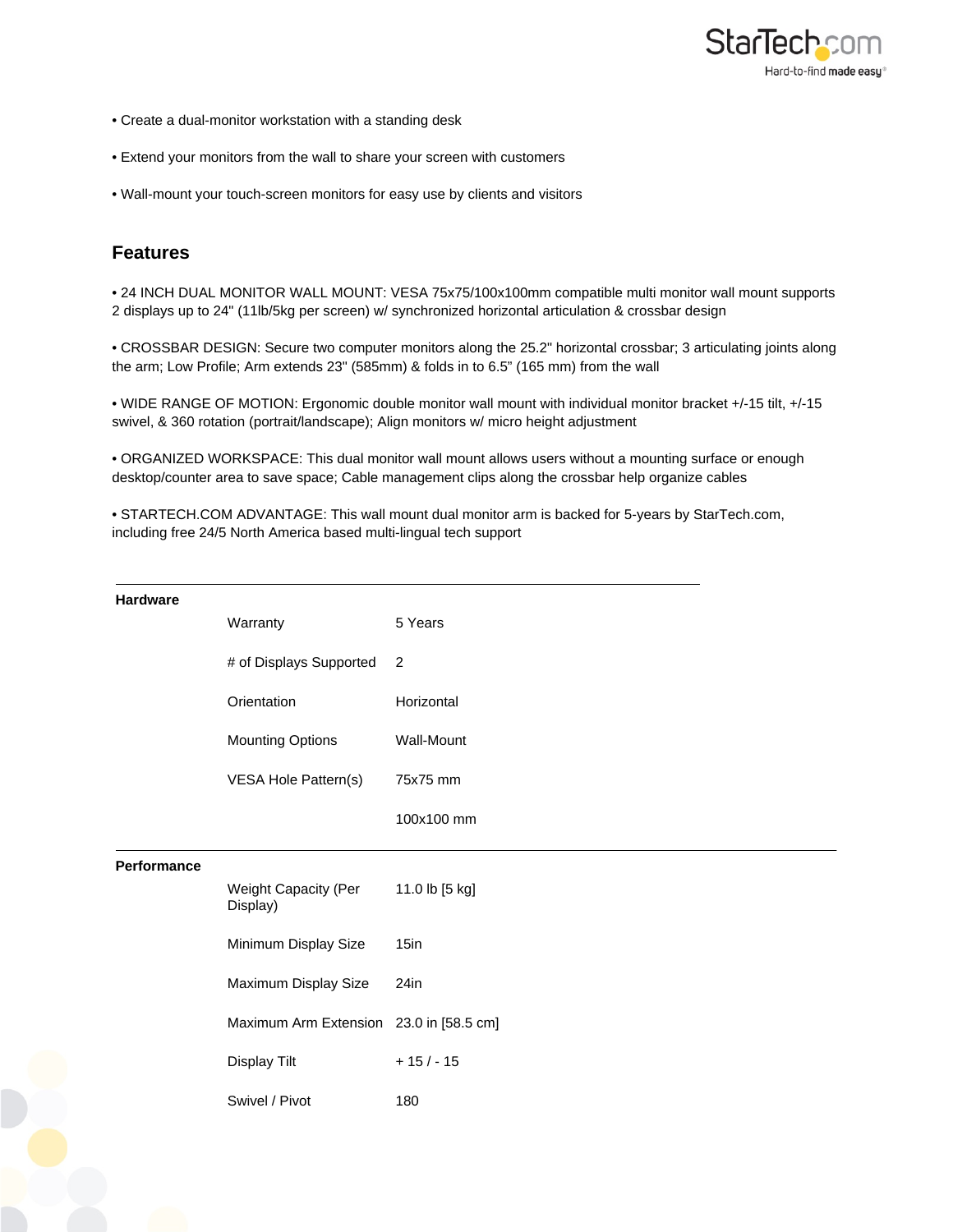- Create a dual-monitor workstation with a standing desk
- Extend your monitors from the wall to share your screen with customers
- Wall-mount your touch-screen monitors for easy use by clients and visitors

## Features

- 24 INCH DUAL MONITOR WALL MOUNT: VESA 75x75/100x100mm compatible multi monitor wall mount supports 2 displays up to 24" (11lb/5kg per screen) w/ synchronized horizontal articulation & crossbar design
- CROSSBAR DESIGN: Secure two computer monitors along the 25.2" horizontal crossbar; 3 articulating joints along the arm; Low Profile; Arm extends 23" (585mm) & folds in to 6.5" (165 mm) from the wall
- WIDE RANGE OF MOTION: Ergonomic double monitor wall mount with individual monitor bracket +/-15 tilt, +/-15 swivel, & 360 rotation (portrait/landscape); Align monitors w/ micro height adjustment
- ORGANIZED WORKSPACE: This dual monitor wall mount allows users without a mounting surface or enough desktop/counter area to save space; Cable management clips along the crossbar help organize cables
- STARTECH.COM ADVANTAGE: This wall mount dual monitor arm is backed for 5-years by StarTech.com, including free 24/5 North America based multi-lingual tech support

| | | |
|---|---|---|
| **Hardware** | Warranty | 5 Years |
| | # of Displays Supported | 2 |
| | Orientation | Horizontal |
| | Mounting Options | Wall-Mount |
| | VESA Hole Pattern(s) | 75x75 mm |
| | | 100x100 mm |
| **Performance** | Weight Capacity (Per Display) | 11.0 lb [5 kg] |
| | Minimum Display Size | 15in |
| | Maximum Display Size | 24in |
| | Maximum Arm Extension | 23.0 in [58.5 cm] |
| | Display Tilt | + 15 / - 15 |
| | Swivel / Pivot | 180 |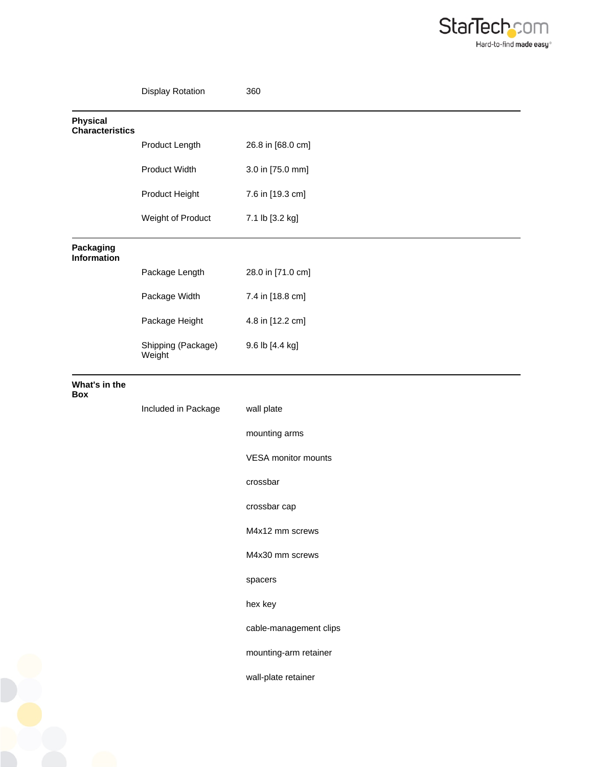| | | |
|---|---|---|
| | Display Rotation | 360 |
| **Physical Characteristics** | | |
| | Product Length | 26.8 in [68.0 cm] |
| | Product Width | 3.0 in [75.0 mm] |
| | Product Height | 7.6 in [19.3 cm] |
| | Weight of Product | 7.1 lb [3.2 kg] |
| **Packaging Information** | | |
| | Package Length | 28.0 in [71.0 cm] |
| | Package Width | 7.4 in [18.8 cm] |
| | Package Height | 4.8 in [12.2 cm] |
| | Shipping (Package) Weight | 9.6 lb [4.4 kg] |
| **What's in the Box** | | |
| | Included in Package | wall plate |
| | | mounting arms |
| | | VESA monitor mounts |
| | | crossbar |
| | | crossbar cap |
| | | M4x12 mm screws |
| | | M4x30 mm screws |
| | | spacers |
| | | hex key |
| | | cable-management clips |
| | | mounting-arm retainer |
| | | wall-plate retainer |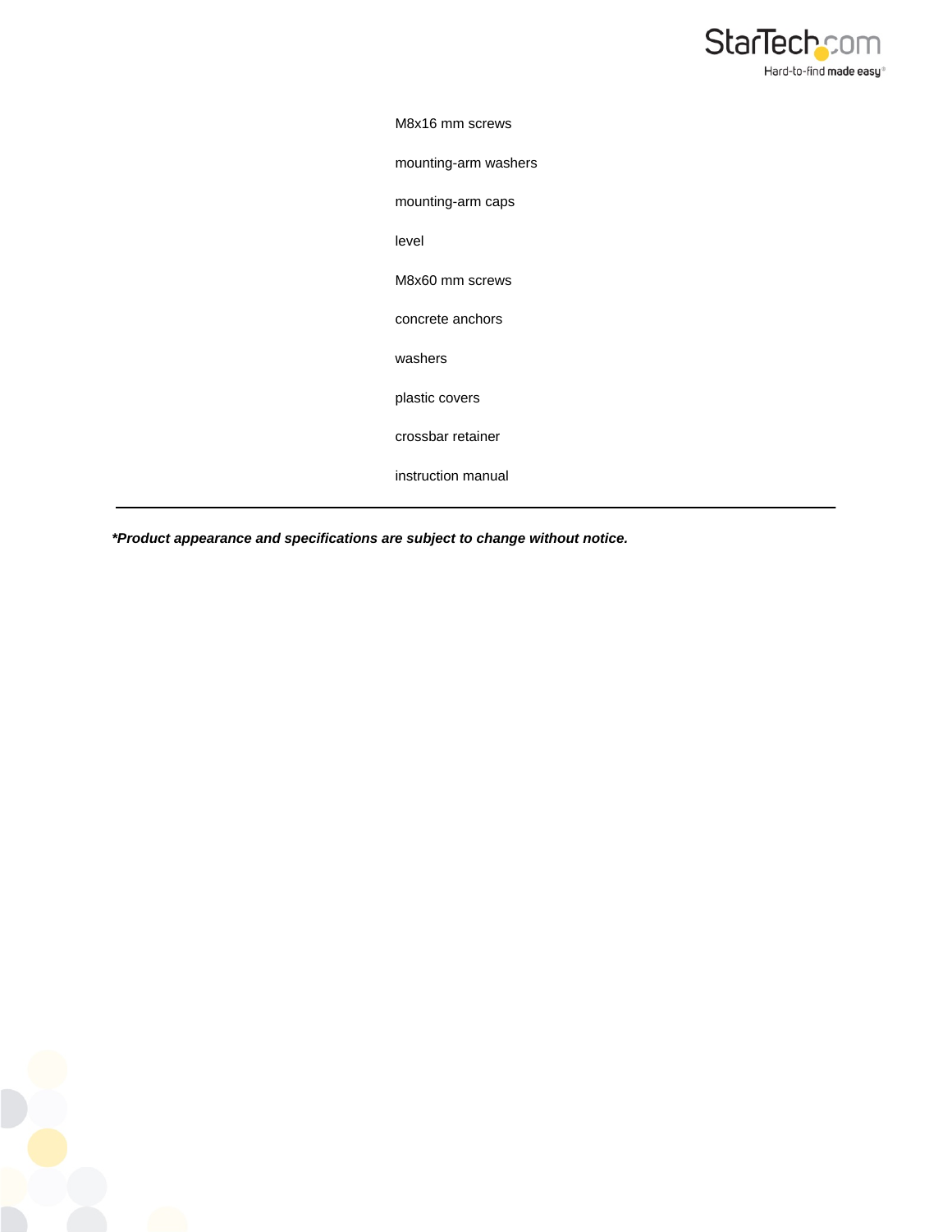M8x16 mm screws

mounting-arm washers

mounting-arm caps

level

M8x60 mm screws

concrete anchors

washers

plastic covers

crossbar retainer

instruction manual

---

***Product appearance and specifications are subject to change without notice.***